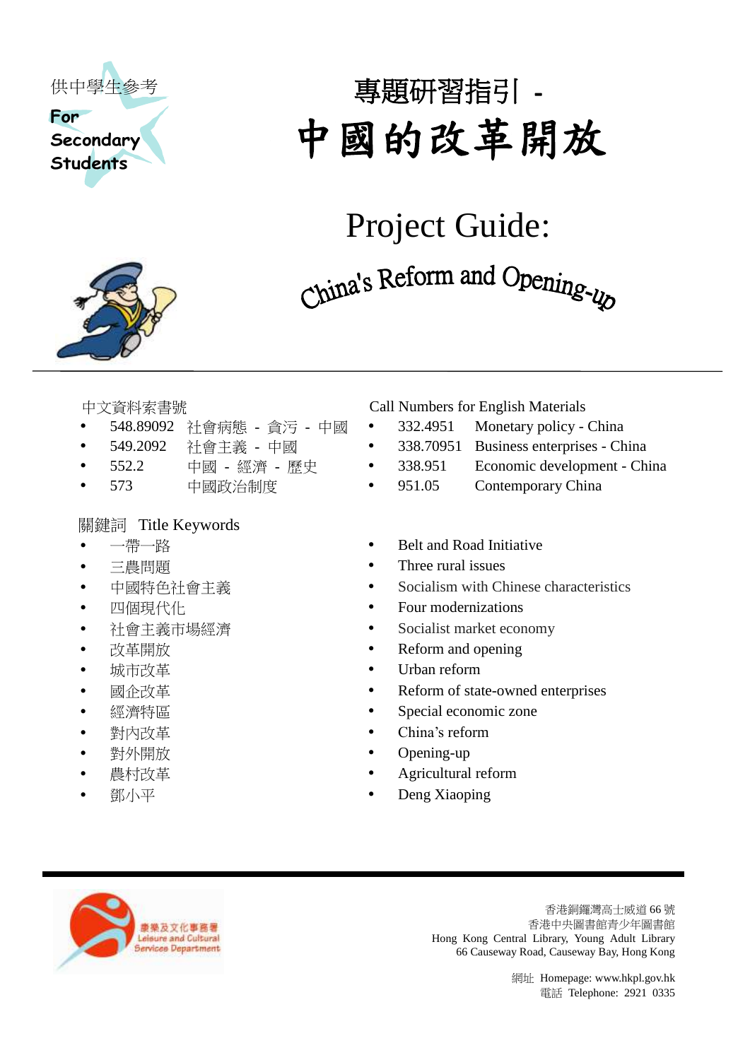供中學生參考

For Secondary Students

# 專題研習指引 - 中國的改革開放

# Project Guide: China's Reform and Opening-up

中文資料索書號

- 548.89092 社會病態 - 貪污 - 中國
- 549.2092 社會主義 - 中國
- 552.2 中國 - 經濟 - 歷史
- 573 中國政治制度

Call Numbers for English Materials

- 332.4951 Monetary policy - China
- 338.70951 Business enterprises - China
- 338.951 Economic development - China
- 951.05 Contemporary China

關鍵詞 Title Keywords

- 一帶一路
- 三農問題
- 中國特色社會主義
- 四個現代化
- 社會主義市場經濟
- 改革開放
- 城市改革
- 國企改革
- 經濟特區
- 對內改革
- 對外開放
- 農村改革
- 鄧小平

- Belt and Road Initiative
- Three rural issues
- Socialism with Chinese characteristics
- Four modernizations
- Socialist market economy
- Reform and opening
- Urban reform
- Reform of state-owned enterprises
- Special economic zone
- China's reform
- Opening-up
- Agricultural reform
- Deng Xiaoping

康樂及文化事務署
Leisure and Cultural Services Department

香港銅鑼灣高士威道 66 號
香港中央圖書館青少年圖書館
Hong Kong Central Library, Young Adult Library
66 Causeway Road, Causeway Bay, Hong Kong

網址 Homepage: www.hkpl.gov.hk
電話 Telephone: 2921 0335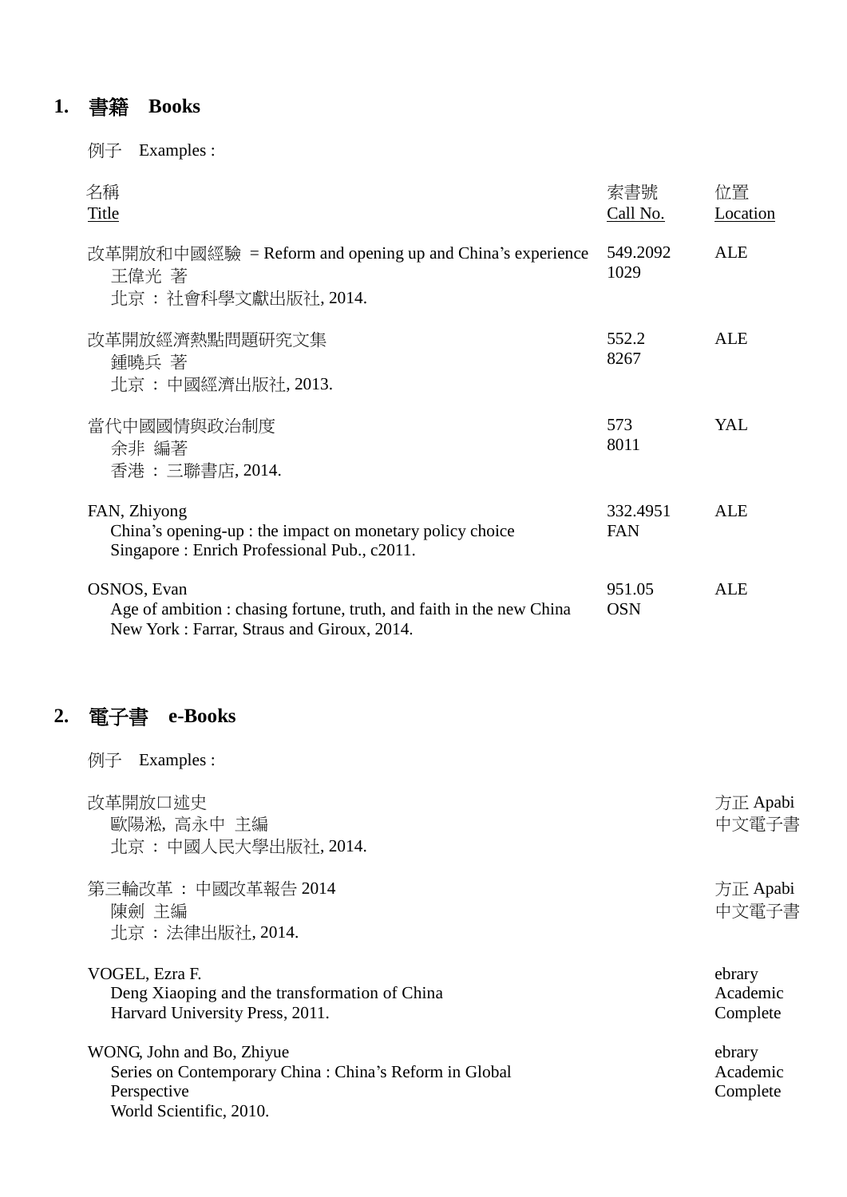## 1. 書籍 Books

例子 Examples :

| 名稱<br>Title | 索書號<br>Call No. | 位置<br>Location |
|---|---|---|
| 改革開放和中國經驗 = Reform and opening up and China's experience<br>王偉光 著<br>北京 : 社會科學文獻出版社, 2014. | 549.2092<br>1029 | ALE |
| 改革開放經濟熱點問題研究文集<br>鍾曉兵 著<br>北京 : 中國經濟出版社, 2013. | 552.2<br>8267 | ALE |
| 當代中國國情與政治制度<br>余非 編著<br>香港 : 三聯書店, 2014. | 573<br>8011 | YAL |
| FAN, Zhiyong<br>China's opening-up : the impact on monetary policy choice<br>Singapore : Enrich Professional Pub., c2011. | 332.4951<br>FAN | ALE |
| OSNOS, Evan<br>Age of ambition : chasing fortune, truth, and faith in the new China<br>New York : Farrar, Straus and Giroux, 2014. | 951.05<br>OSN | ALE |

## 2. 電子書 e-Books

例子 Examples :

| | |
|---|---|
| 改革開放口述史<br>歐陽淞, 高永中 主編<br>北京 : 中國人民大學出版社, 2014. | 方正 Apabi 中文電子書 |
| 第三輪改革 : 中國改革報告 2014<br>陳劍 主編<br>北京 : 法律出版社, 2014. | 方正 Apabi 中文電子書 |
| VOGEL, Ezra F.<br>Deng Xiaoping and the transformation of China<br>Harvard University Press, 2011. | ebrary Academic Complete |
| WONG, John and Bo, Zhiyue<br>Series on Contemporary China : China's Reform in Global Perspective<br>World Scientific, 2010. | ebrary Academic Complete |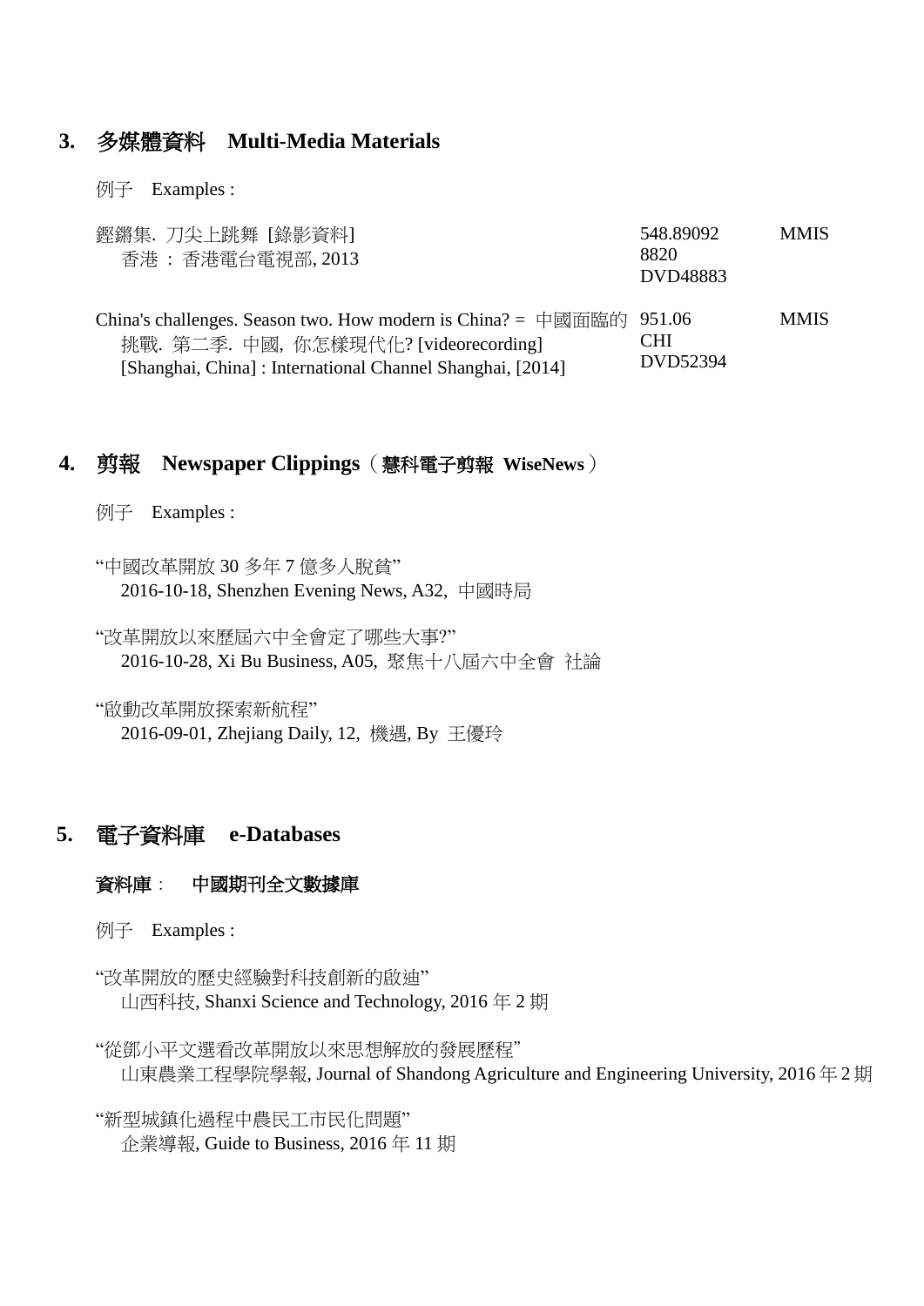## 3. 多媒體資料 Multi-Media Materials

例子 Examples :

| | | |
|---|---|---|
| 鏗鏘集. 刀尖上跳舞 [錄影資料]<br>香港 : 香港電台電視部, 2013 | 548.89092<br>8820<br>DVD48883 | MMIS |
| China's challenges. Season two. How modern is China? = 中國面臨的挑戰. 第二季. 中國, 你怎樣現代化? [videorecording]<br>[Shanghai, China] : International Channel Shanghai, [2014] | 951.06<br>CHI<br>DVD52394 | MMIS |

## 4. 剪報 Newspaper Clippings（慧科電子剪報 WiseNews）

例子 Examples :

"中國改革開放 30 多年 7 億多人脫貧"
2016-10-18, Shenzhen Evening News, A32, 中國時局

"改革開放以來歷屆六中全會定了哪些大事?"
2016-10-28, Xi Bu Business, A05, 聚焦十八屆六中全會 社論

"啟動改革開放探索新航程"
2016-09-01, Zhejiang Daily, 12, 機遇, By 王優玲

## 5. 電子資料庫 e-Databases

### 資料庫 : 中國期刊全文數據庫

例子 Examples :

"改革開放的歷史經驗對科技創新的啟迪"
山西科技, Shanxi Science and Technology, 2016 年 2 期

"從鄧小平文選看改革開放以來思想解放的發展歷程"
山東農業工程學院學報, Journal of Shandong Agriculture and Engineering University, 2016 年 2 期

"新型城鎮化過程中農民工市民化問題"
企業導報, Guide to Business, 2016 年 11 期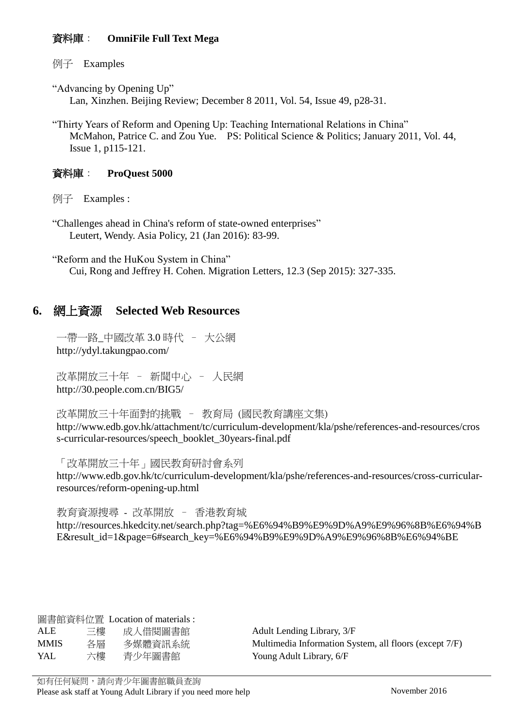**資料庫： OmniFile Full Text Mega**

例子　Examples

"Advancing by Opening Up"
Lan, Xinzhen. Beijing Review; December 8 2011, Vol. 54, Issue 49, p28-31.

"Thirty Years of Reform and Opening Up: Teaching International Relations in China"
McMahon, Patrice C. and Zou Yue.　PS: Political Science & Politics; January 2011, Vol. 44, Issue 1, p115-121.

**資料庫： ProQuest 5000**

例子　Examples :

"Challenges ahead in China's reform of state-owned enterprises"
Leutert, Wendy. Asia Policy, 21 (Jan 2016): 83-99.

"Reform and the HuKou System in China"
Cui, Rong and Jeffrey H. Cohen. Migration Letters, 12.3 (Sep 2015): 327-335.

## 6. 網上資源　Selected Web Resources

一帶一路_中國改革 3.0 時代 – 大公網
http://ydyl.takungpao.com/

改革開放三十年 – 新聞中心 – 人民網
http://30.people.com.cn/BIG5/

改革開放三十年面對的挑戰 – 教育局 (國民教育講座文集)
http://www.edb.gov.hk/attachment/tc/curriculum-development/kla/pshe/references-and-resources/cross-curricular-resources/speech_booklet_30years-final.pdf

「改革開放三十年」國民教育研討會系列
http://www.edb.gov.hk/tc/curriculum-development/kla/pshe/references-and-resources/cross-curricular-resources/reform-opening-up.html

教育資源搜尋 - 改革開放 – 香港教育城
http://resources.hkedcity.net/search.php?tag=%E6%94%B9%E9%9D%A9%E9%96%8B%E6%94%BE&result_id=1&page=6#search_key=%E6%94%B9%E9%9D%A9%E9%96%8B%E6%94%BE

圖書館資料位置 Location of materials :

| | | | |
|---|---|---|---|
| ALE | 三樓 | 成人借閱圖書館 | Adult Lending Library, 3/F |
| MMIS | 各層 | 多媒體資訊系統 | Multimedia Information System, all floors (except 7/F) |
| YAL | 六樓 | 青少年圖書館 | Young Adult Library, 6/F |

如有任何疑問，請向青少年圖書館職員查詢
Please ask staff at Young Adult Library if you need more help

November 2016